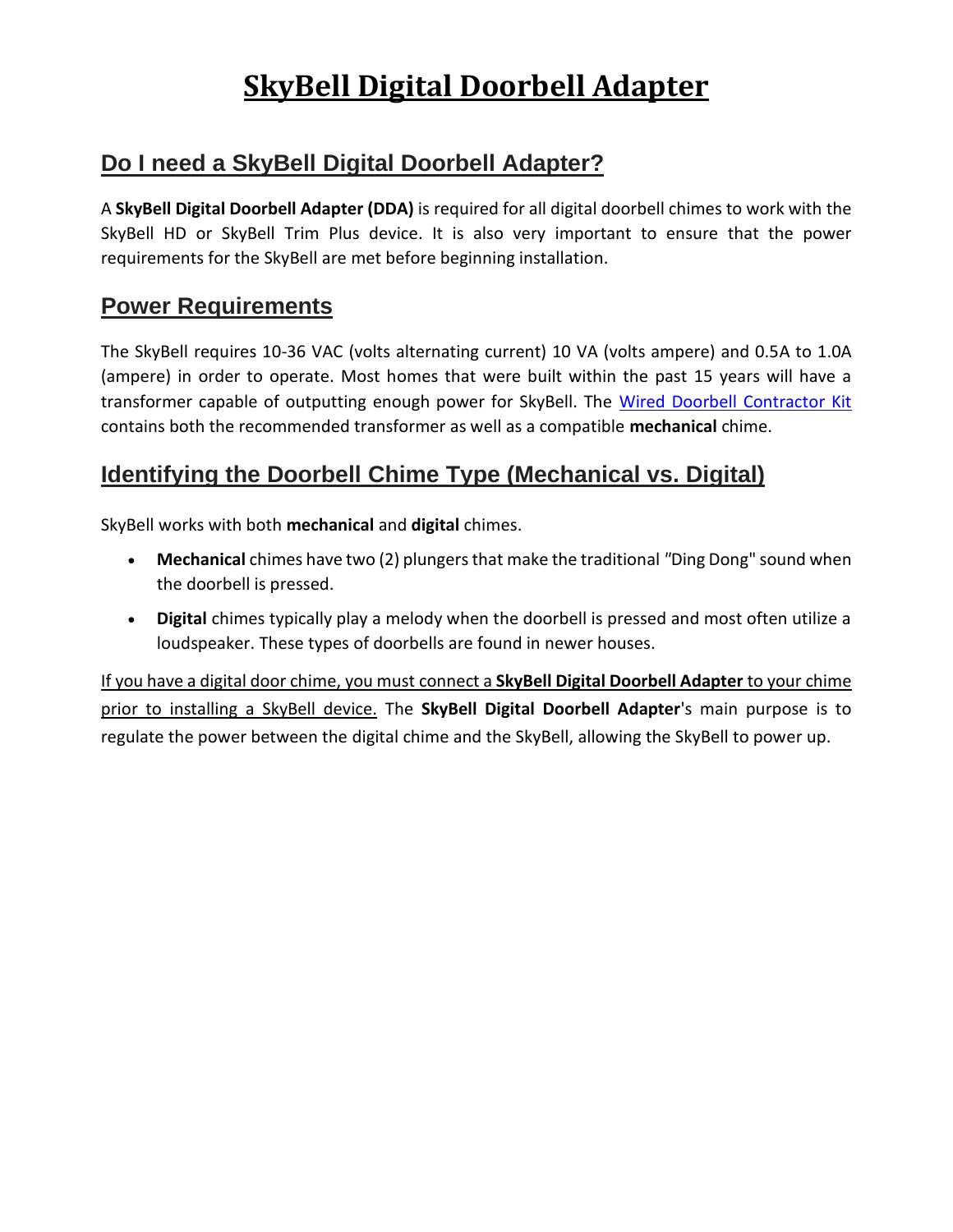# SkyBell Digital Doorbell Adapter

## Do I need a SkyBell Digital Doorbell Adapter?

A **SkyBell Digital Doorbell Adapter (DDA)** is required for all digital doorbell chimes to work with the SkyBell HD or SkyBell Trim Plus device. It is also very important to ensure that the power requirements for the SkyBell are met before beginning installation.

## Power Requirements

The SkyBell requires 10-36 VAC (volts alternating current) 10 VA (volts ampere) and 0.5A to 1.0A (ampere) in order to operate. Most homes that were built within the past 15 years will have a transformer capable of outputting enough power for SkyBell. The Wired Doorbell Contractor Kit contains both the recommended transformer as well as a compatible **mechanical** chime.

## Identifying the Doorbell Chime Type (Mechanical vs. Digital)

SkyBell works with both **mechanical** and **digital** chimes.

- **Mechanical** chimes have two (2) plungers that make the traditional "Ding Dong" sound when the doorbell is pressed.
- **Digital** chimes typically play a melody when the doorbell is pressed and most often utilize a loudspeaker. These types of doorbells are found in newer houses.

If you have a digital door chime, you must connect a **SkyBell Digital Doorbell Adapter** to your chime prior to installing a SkyBell device. The **SkyBell Digital Doorbell Adapter**'s main purpose is to regulate the power between the digital chime and the SkyBell, allowing the SkyBell to power up.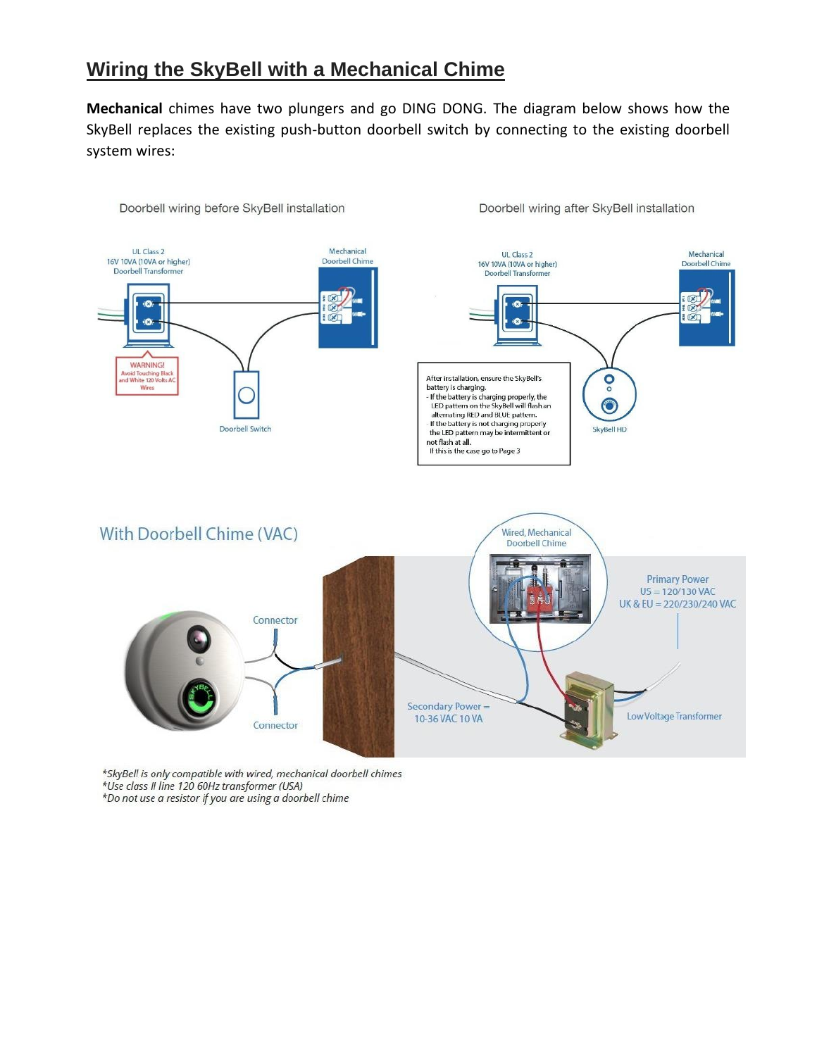## Wiring the SkyBell with a Mechanical Chime

**Mechanical** chimes have two plungers and go DING DONG. The diagram below shows how the SkyBell replaces the existing push-button doorbell switch by connecting to the existing doorbell system wires:

Doorbell wiring before SkyBell installation

UL Class 2
16V 10VA (10VA or higher)
Doorbell Transformer

Mechanical
Doorbell Chime

WARNING!
Avoid Touching Black and White 120 Volts AC Wires

Doorbell Switch

Doorbell wiring after SkyBell installation

UL Class 2
16V 10VA (10VA or higher)
Doorbell Transformer

Mechanical
Doorbell Chime

After installation, ensure the SkyBell's battery is charging.
- If the battery is charging properly, the LED pattern on the SkyBell will flash an alternating RED and BLUE pattern.
- If the battery is not charging properly the LED pattern may be intermittent or not flash at all.
If this is the case go to Page 3

SkyBell HD

With Doorbell Chime (VAC)

Wired, Mechanical Doorbell Chime

Primary Power
US = 120/130 VAC
UK & EU = 220/230/240 VAC

Connector

Connector

Secondary Power = 10-36 VAC 10 VA

Low Voltage Transformer

*SkyBell is only compatible with wired, mechanical doorbell chimes
*Use class II line 120 60Hz transformer (USA)
*Do not use a resistor if you are using a doorbell chime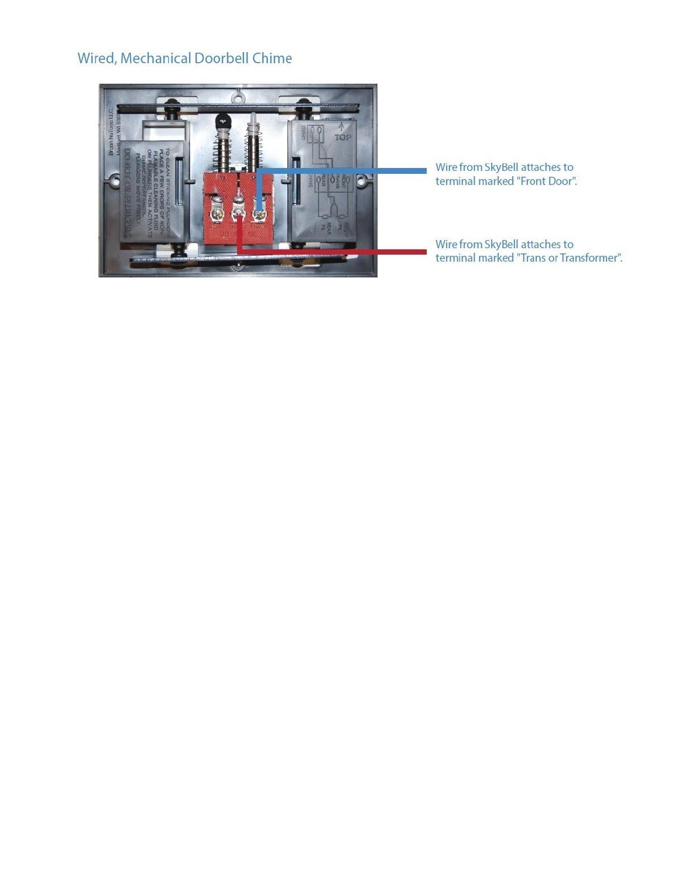## Wired, Mechanical Doorbell Chime

Wire from SkyBell attaches to terminal marked "Front Door".

Wire from SkyBell attaches to terminal marked "Trans or Transformer".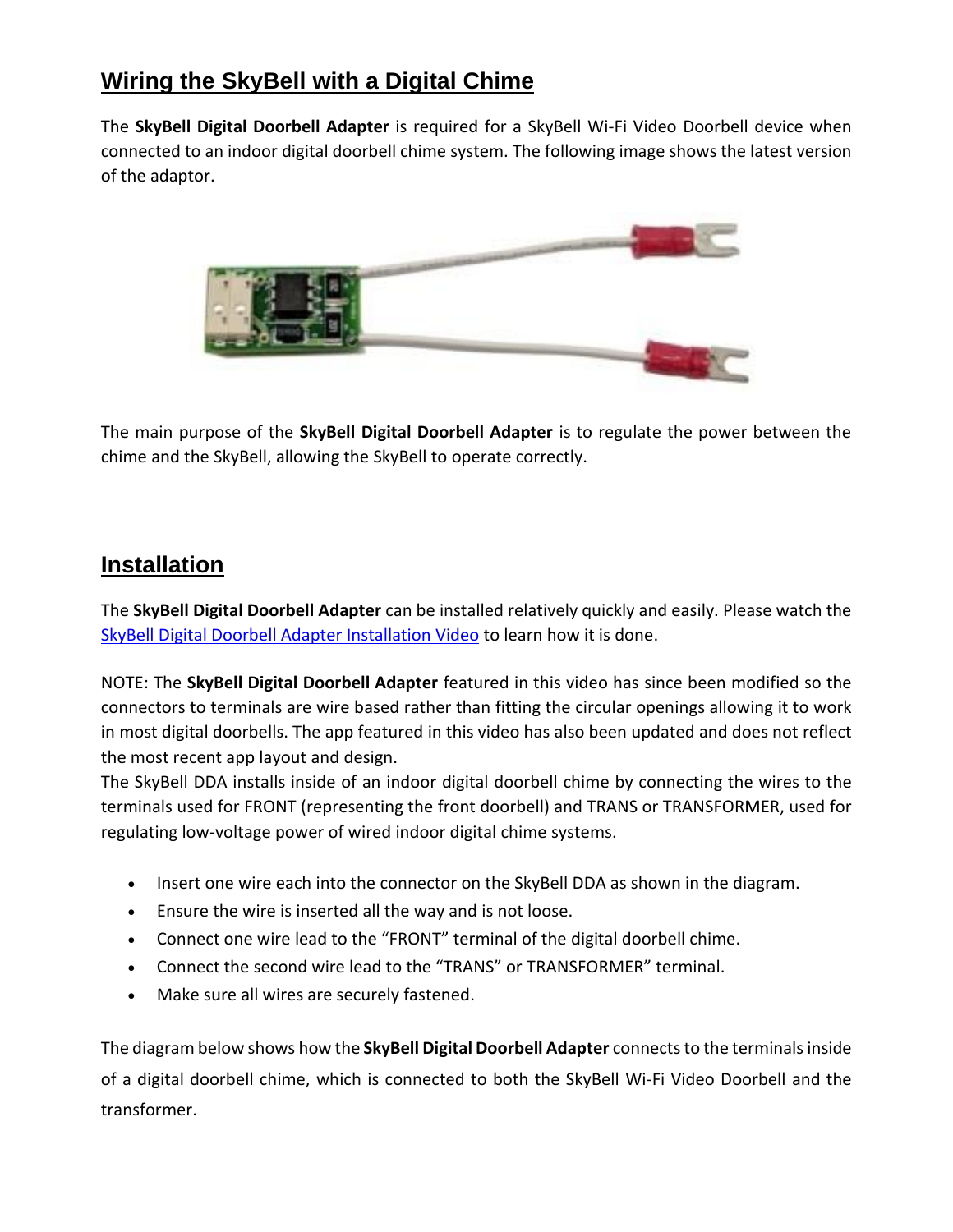## Wiring the SkyBell with a Digital Chime

The **SkyBell Digital Doorbell Adapter** is required for a SkyBell Wi-Fi Video Doorbell device when connected to an indoor digital doorbell chime system. The following image shows the latest version of the adaptor.

The main purpose of the **SkyBell Digital Doorbell Adapter** is to regulate the power between the chime and the SkyBell, allowing the SkyBell to operate correctly.

## Installation

The **SkyBell Digital Doorbell Adapter** can be installed relatively quickly and easily. Please watch the SkyBell Digital Doorbell Adapter Installation Video to learn how it is done.

NOTE: The **SkyBell Digital Doorbell Adapter** featured in this video has since been modified so the connectors to terminals are wire based rather than fitting the circular openings allowing it to work in most digital doorbells. The app featured in this video has also been updated and does not reflect the most recent app layout and design.

The SkyBell DDA installs inside of an indoor digital doorbell chime by connecting the wires to the terminals used for FRONT (representing the front doorbell) and TRANS or TRANSFORMER, used for regulating low-voltage power of wired indoor digital chime systems.

- Insert one wire each into the connector on the SkyBell DDA as shown in the diagram.
- Ensure the wire is inserted all the way and is not loose.
- Connect one wire lead to the "FRONT" terminal of the digital doorbell chime.
- Connect the second wire lead to the "TRANS" or TRANSFORMER" terminal.
- Make sure all wires are securely fastened.

The diagram below shows how the **SkyBell Digital Doorbell Adapter** connects to the terminals inside of a digital doorbell chime, which is connected to both the SkyBell Wi-Fi Video Doorbell and the transformer.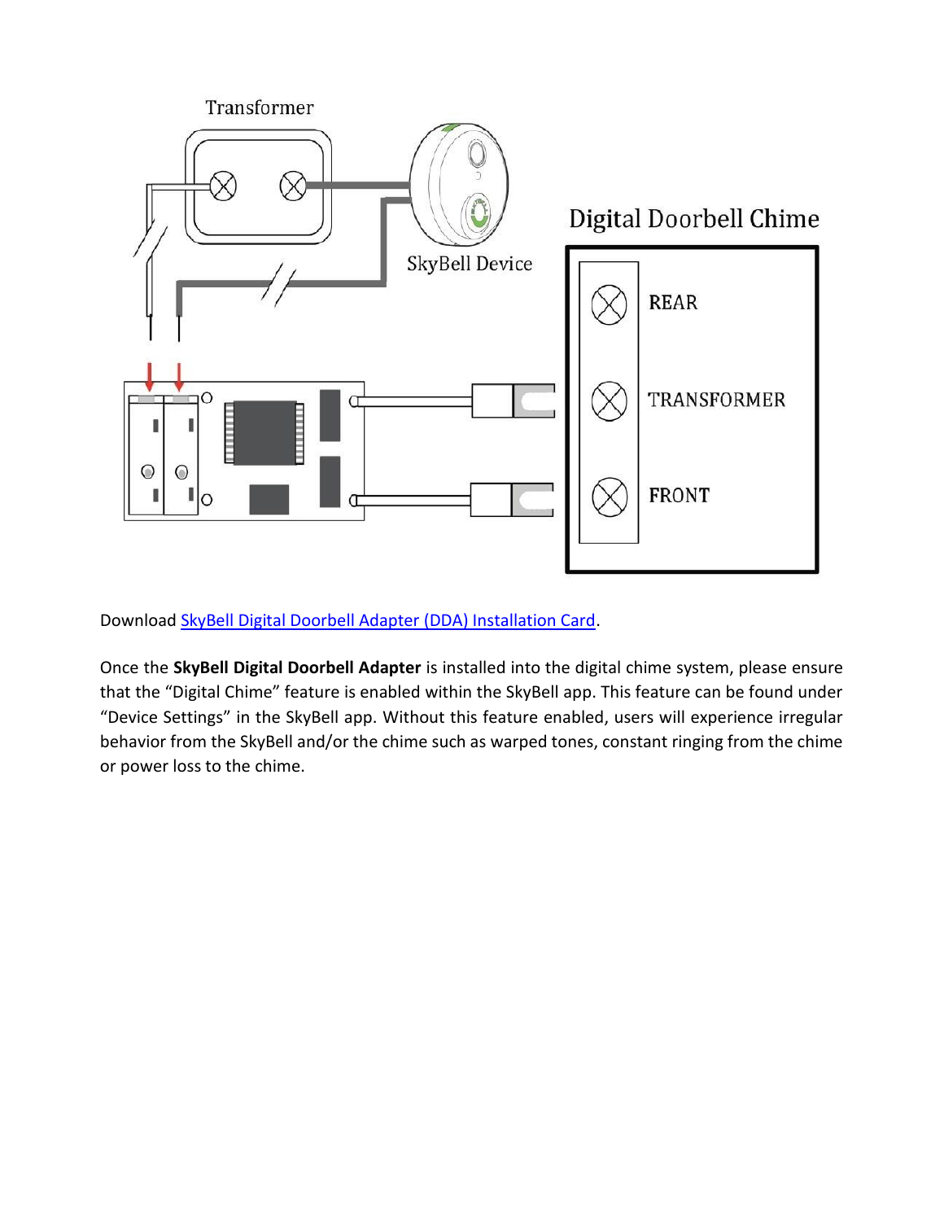Download [SkyBell Digital Doorbell Adapter (DDA) Installation Card](SkyBell Digital Doorbell Adapter (DDA) Installation Card).

Once the **SkyBell Digital Doorbell Adapter** is installed into the digital chime system, please ensure that the “Digital Chime” feature is enabled within the SkyBell app. This feature can be found under “Device Settings” in the SkyBell app. Without this feature enabled, users will experience irregular behavior from the SkyBell and/or the chime such as warped tones, constant ringing from the chime or power loss to the chime.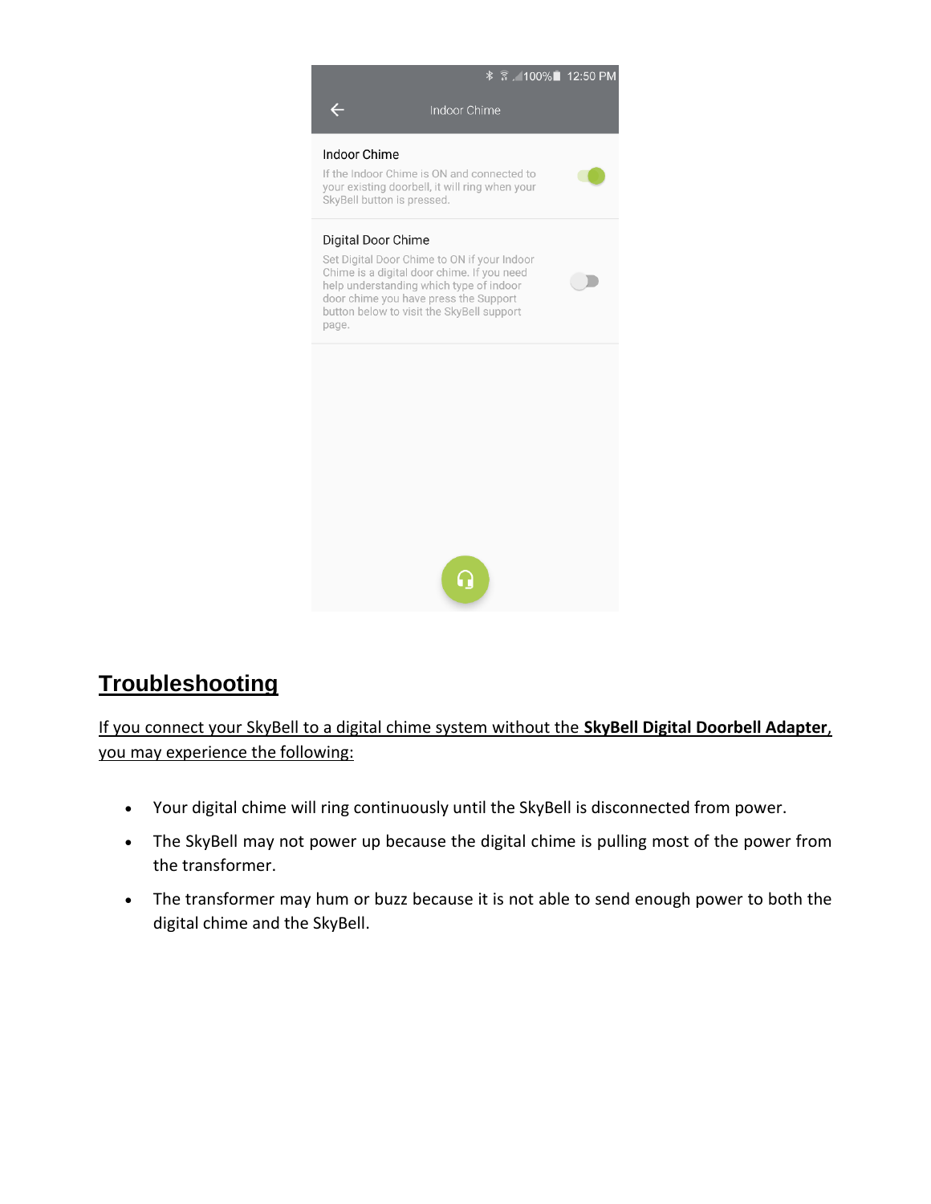Indoor Chime

**Indoor Chime**

If the Indoor Chime is ON and connected to your existing doorbell, it will ring when your SkyBell button is pressed.

**Digital Door Chime**

Set Digital Door Chime to ON if your Indoor Chime is a digital door chime. If you need help understanding which type of indoor door chime you have press the Support button below to visit the SkyBell support page.

## Troubleshooting

If you connect your SkyBell to a digital chime system without the **SkyBell Digital Doorbell Adapter**, you may experience the following:

- Your digital chime will ring continuously until the SkyBell is disconnected from power.
- The SkyBell may not power up because the digital chime is pulling most of the power from the transformer.
- The transformer may hum or buzz because it is not able to send enough power to both the digital chime and the SkyBell.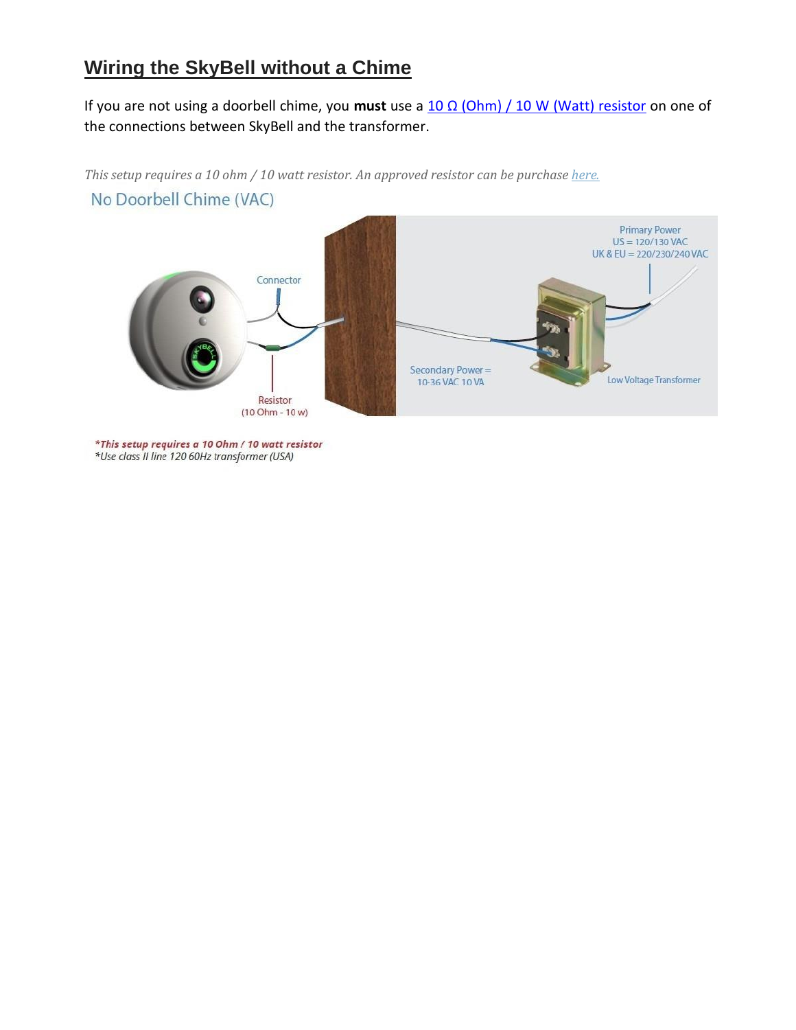## Wiring the SkyBell without a Chime

If you are not using a doorbell chime, you **must** use a [10 Ω (Ohm) / 10 W (Watt) resistor](#) on one of the connections between SkyBell and the transformer.

*This setup requires a 10 ohm / 10 watt resistor. An approved resistor can be purchase [here.](#)*

No Doorbell Chime (VAC)

Connector

Resistor
(10 Ohm - 10 w)

Primary Power
US = 120/130 VAC
UK & EU = 220/230/240 VAC

Secondary Power =
10-36 VAC 10 VA

Low Voltage Transformer

***This setup requires a 10 Ohm / 10 watt resistor***
**Use class II line 120 60Hz transformer (USA)*